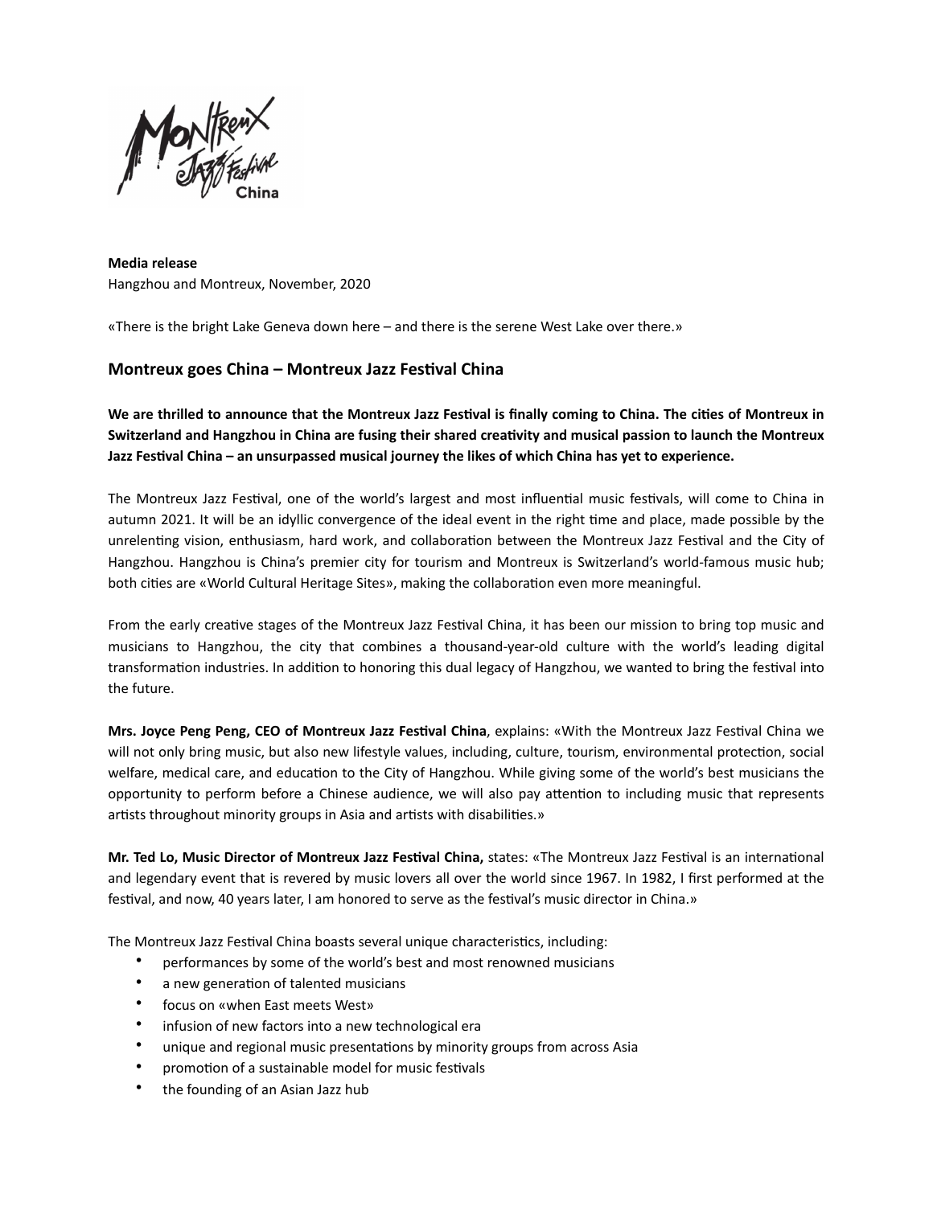**Media release**
Hangzhou and Montreux, November, 2020

«There is the bright Lake Geneva down here – and there is the serene West Lake over there.»

## Montreux goes China – Montreux Jazz Festival China

**We are thrilled to announce that the Montreux Jazz Festival is finally coming to China. The cities of Montreux in Switzerland and Hangzhou in China are fusing their shared creativity and musical passion to launch the Montreux Jazz Festival China – an unsurpassed musical journey the likes of which China has yet to experience.**

The Montreux Jazz Festival, one of the world's largest and most influential music festivals, will come to China in autumn 2021. It will be an idyllic convergence of the ideal event in the right time and place, made possible by the unrelenting vision, enthusiasm, hard work, and collaboration between the Montreux Jazz Festival and the City of Hangzhou. Hangzhou is China's premier city for tourism and Montreux is Switzerland's world-famous music hub; both cities are «World Cultural Heritage Sites», making the collaboration even more meaningful.

From the early creative stages of the Montreux Jazz Festival China, it has been our mission to bring top music and musicians to Hangzhou, the city that combines a thousand-year-old culture with the world's leading digital transformation industries. In addition to honoring this dual legacy of Hangzhou, we wanted to bring the festival into the future.

**Mrs. Joyce Peng Peng, CEO of Montreux Jazz Festival China**, explains: «With the Montreux Jazz Festival China we will not only bring music, but also new lifestyle values, including, culture, tourism, environmental protection, social welfare, medical care, and education to the City of Hangzhou. While giving some of the world's best musicians the opportunity to perform before a Chinese audience, we will also pay attention to including music that represents artists throughout minority groups in Asia and artists with disabilities.»

**Mr. Ted Lo, Music Director of Montreux Jazz Festival China,** states: «The Montreux Jazz Festival is an international and legendary event that is revered by music lovers all over the world since 1967. In 1982, I first performed at the festival, and now, 40 years later, I am honored to serve as the festival's music director in China.»

The Montreux Jazz Festival China boasts several unique characteristics, including:

- performances by some of the world's best and most renowned musicians
- a new generation of talented musicians
- focus on «when East meets West»
- infusion of new factors into a new technological era
- unique and regional music presentations by minority groups from across Asia
- promotion of a sustainable model for music festivals
- the founding of an Asian Jazz hub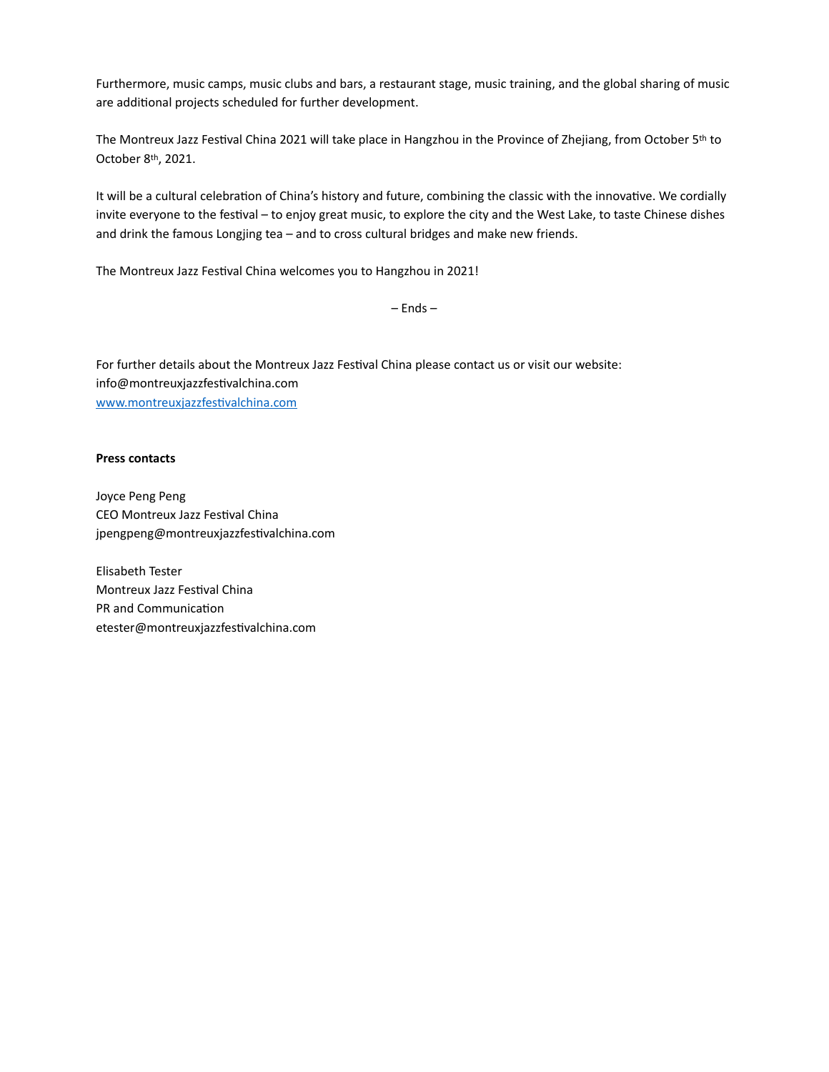Furthermore, music camps, music clubs and bars, a restaurant stage, music training, and the global sharing of music are additional projects scheduled for further development.

The Montreux Jazz Festival China 2021 will take place in Hangzhou in the Province of Zhejiang, from October 5th to October 8th, 2021.

It will be a cultural celebration of China's history and future, combining the classic with the innovative. We cordially invite everyone to the festival – to enjoy great music, to explore the city and the West Lake, to taste Chinese dishes and drink the famous Longjing tea – and to cross cultural bridges and make new friends.

The Montreux Jazz Festival China welcomes you to Hangzhou in 2021!

– Ends –

For further details about the Montreux Jazz Festival China please contact us or visit our website:
info@montreuxjazzfestivalchina.com
www.montreuxjazzfestivalchina.com

**Press contacts**

Joyce Peng Peng
CEO Montreux Jazz Festival China
jpengpeng@montreuxjazzfestivalchina.com

Elisabeth Tester
Montreux Jazz Festival China
PR and Communication
etester@montreuxjazzfestivalchina.com